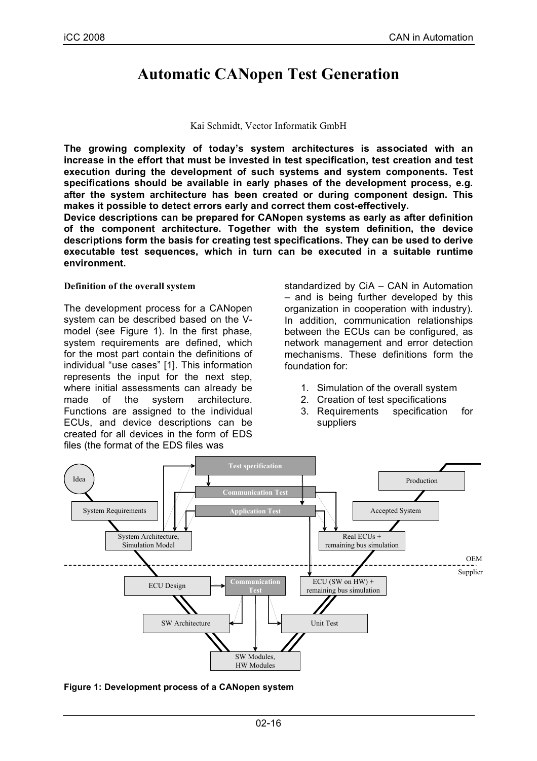# Automatic CANopen Test Generation

Kai Schmidt, Vector Informatik GmbH

**The growing complexity of today's system architectures is associated with an increase in the effort that must be invested in test specification, test creation and test execution during the development of such systems and system components. Test specifications should be available in early phases of the development process, e.g. after the system architecture has been created or during component design. This makes it possible to detect errors early and correct them cost-effectively.**

**Device descriptions can be prepared for CANopen systems as early as after definition of the component architecture. Together with the system definition, the device descriptions form the basis for creating test specifications. They can be used to derive executable test sequences, which in turn can be executed in a suitable runtime environment.**

### Definition of the overall system

The development process for a CANopen system can be described based on the V-model (see Figure 1). In the first phase, system requirements are defined, which for the most part contain the definitions of individual "use cases" [1]. This information represents the input for the next step, where initial assessments can already be made of the system architecture. Functions are assigned to the individual ECUs, and device descriptions can be created for all devices in the form of EDS files (the format of the EDS files was standardized by CiA – CAN in Automation – and is being further developed by this organization in cooperation with industry). In addition, communication relationships between the ECUs can be configured, as network management and error detection mechanisms. These definitions form the foundation for:

1. Simulation of the overall system
2. Creation of test specifications
3. Requirements specification for suppliers

**Figure 1: Development process of a CANopen system**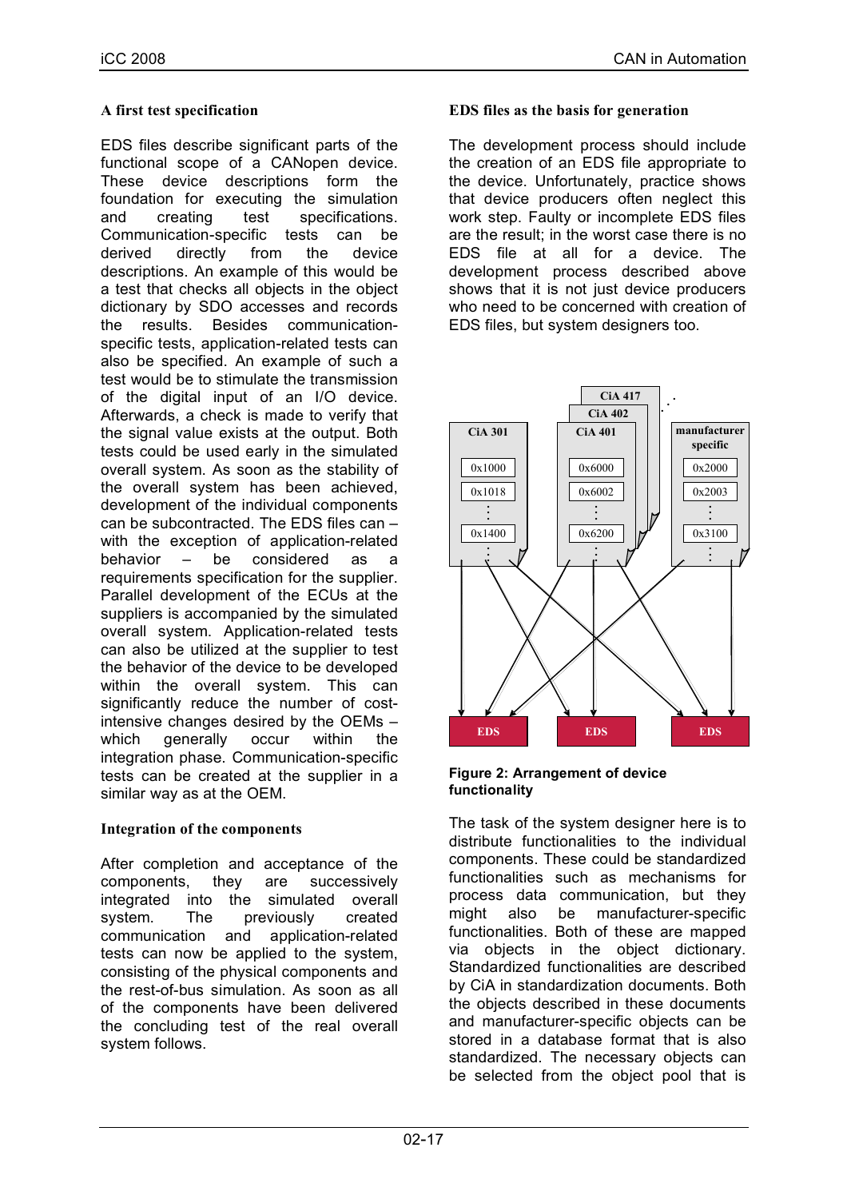### A first test specification

EDS files describe significant parts of the functional scope of a CANopen device. These device descriptions form the foundation for executing the simulation and creating test specifications. Communication-specific tests can be derived directly from the device descriptions. An example of this would be a test that checks all objects in the object dictionary by SDO accesses and records the results. Besides communication-specific tests, application-related tests can also be specified. An example of such a test would be to stimulate the transmission of the digital input of an I/O device. Afterwards, a check is made to verify that the signal value exists at the output. Both tests could be used early in the simulated overall system. As soon as the stability of the overall system has been achieved, development of the individual components can be subcontracted. The EDS files can – with the exception of application-related behavior – be considered as a requirements specification for the supplier. Parallel development of the ECUs at the suppliers is accompanied by the simulated overall system. Application-related tests can also be utilized at the supplier to test the behavior of the device to be developed within the overall system. This can significantly reduce the number of cost-intensive changes desired by the OEMs – which generally occur within the integration phase. Communication-specific tests can be created at the supplier in a similar way as at the OEM.

### Integration of the components

After completion and acceptance of the components, they are successively integrated into the simulated overall system. The previously created communication and application-related tests can now be applied to the system, consisting of the physical components and the rest-of-bus simulation. As soon as all of the components have been delivered the concluding test of the real overall system follows.

### EDS files as the basis for generation

The development process should include the creation of an EDS file appropriate to the device. Unfortunately, practice shows that device producers often neglect this work step. Faulty or incomplete EDS files are the result; in the worst case there is no EDS file at all for a device. The development process described above shows that it is not just device producers who need to be concerned with creation of EDS files, but system designers too.

Figure 2: Arrangement of device functionality

The task of the system designer here is to distribute functionalities to the individual components. These could be standardized functionalities such as mechanisms for process data communication, but they might also be manufacturer-specific functionalities. Both of these are mapped via objects in the object dictionary. Standardized functionalities are described by CiA in standardization documents. Both the objects described in these documents and manufacturer-specific objects can be stored in a database format that is also standardized. The necessary objects can be selected from the object pool that is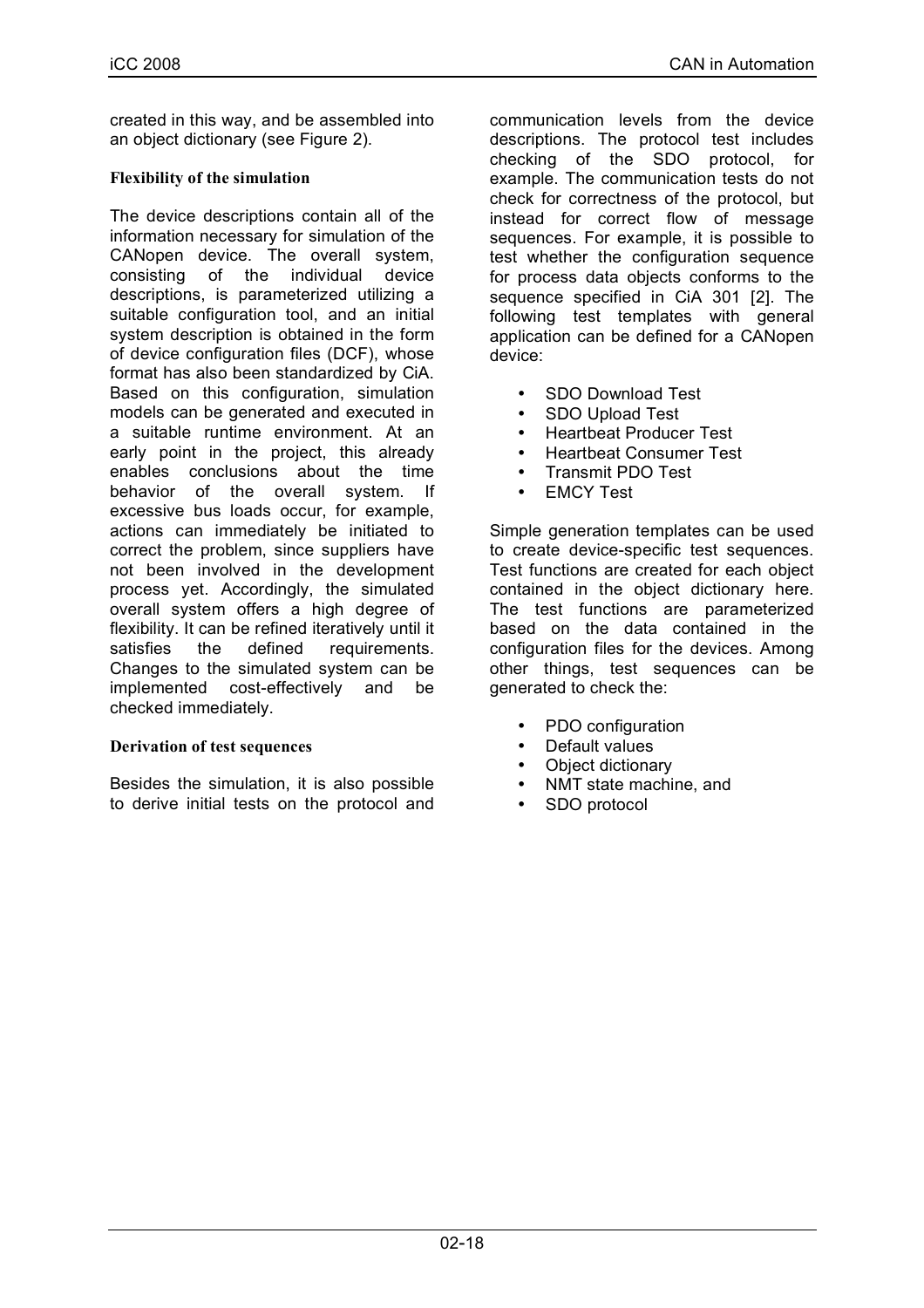created in this way, and be assembled into an object dictionary (see Figure 2).

### Flexibility of the simulation

The device descriptions contain all of the information necessary for simulation of the CANopen device. The overall system, consisting of the individual device descriptions, is parameterized utilizing a suitable configuration tool, and an initial system description is obtained in the form of device configuration files (DCF), whose format has also been standardized by CiA. Based on this configuration, simulation models can be generated and executed in a suitable runtime environment. At an early point in the project, this already enables conclusions about the time behavior of the overall system. If excessive bus loads occur, for example, actions can immediately be initiated to correct the problem, since suppliers have not been involved in the development process yet. Accordingly, the simulated overall system offers a high degree of flexibility. It can be refined iteratively until it satisfies the defined requirements. Changes to the simulated system can be implemented cost-effectively and be checked immediately.

### Derivation of test sequences

Besides the simulation, it is also possible to derive initial tests on the protocol and communication levels from the device descriptions. The protocol test includes checking of the SDO protocol, for example. The communication tests do not check for correctness of the protocol, but instead for correct flow of message sequences. For example, it is possible to test whether the configuration sequence for process data objects conforms to the sequence specified in CiA 301 [2]. The following test templates with general application can be defined for a CANopen device:

- SDO Download Test
- SDO Upload Test
- Heartbeat Producer Test
- Heartbeat Consumer Test
- Transmit PDO Test
- EMCY Test

Simple generation templates can be used to create device-specific test sequences. Test functions are created for each object contained in the object dictionary here. The test functions are parameterized based on the data contained in the configuration files for the devices. Among other things, test sequences can be generated to check the:

- PDO configuration
- Default values
- Object dictionary
- NMT state machine, and
- SDO protocol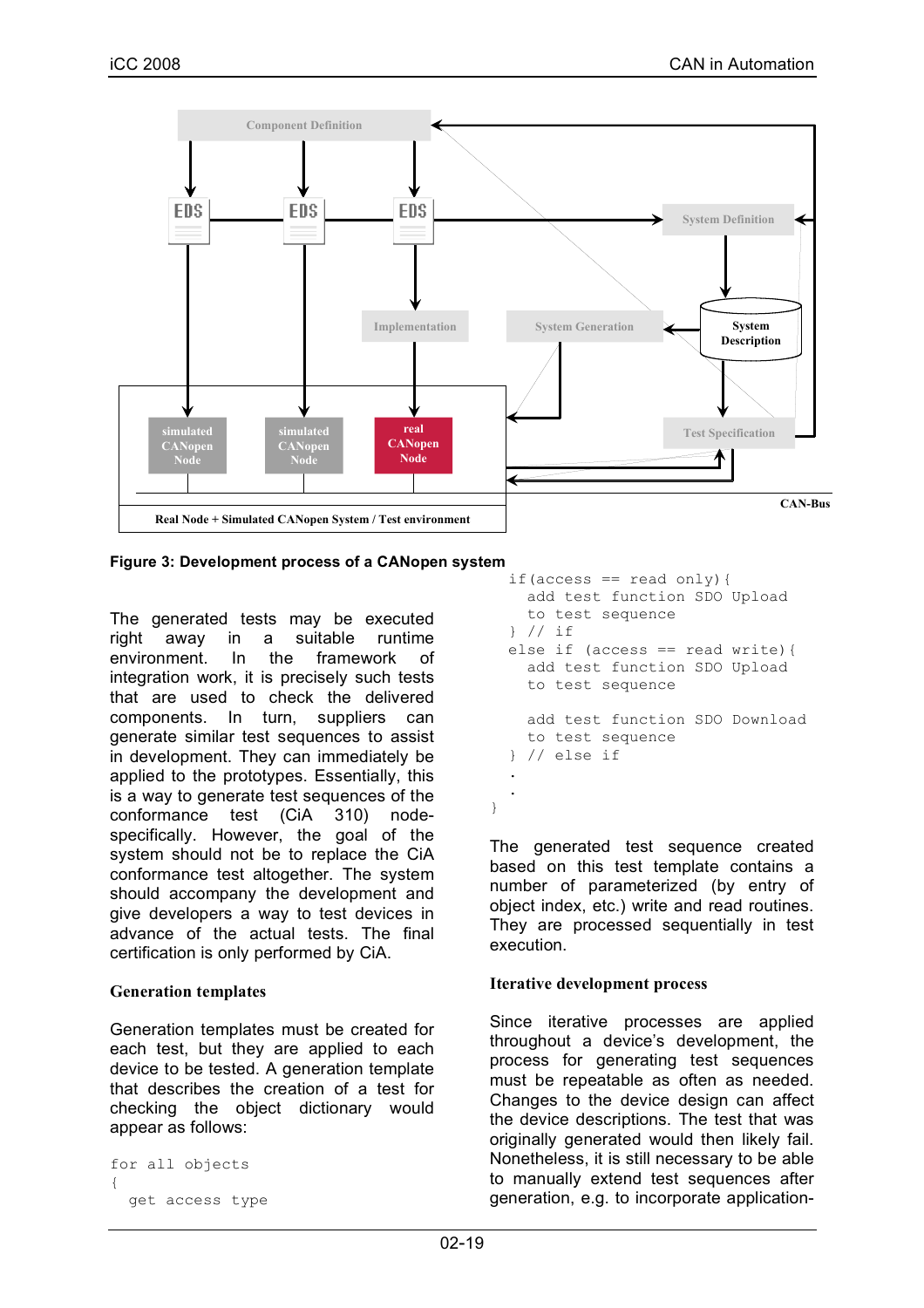Figure 3: Development process of a CANopen system

The generated tests may be executed right away in a suitable runtime environment. In the framework of integration work, it is precisely such tests that are used to check the delivered components. In turn, suppliers can generate similar test sequences to assist in development. They can immediately be applied to the prototypes. Essentially, this is a way to generate test sequences of the conformance test (CiA 310) node-specifically. However, the goal of the system should not be to replace the CiA conformance test altogether. The system should accompany the development and give developers a way to test devices in advance of the actual tests. The final certification is only performed by CiA.

### Generation templates

Generation templates must be created for each test, but they are applied to each device to be tested. A generation template that describes the creation of a test for checking the object dictionary would appear as follows:

```
for all objects
{
  get access type
  if(access == read only){
    add test function SDO Upload
    to test sequence
  } // if
  else if (access == read write){
    add test function SDO Upload
    to test sequence

    add test function SDO Download
    to test sequence
  } // else if
  .
  .
}
```

The generated test sequence created based on this test template contains a number of parameterized (by entry of object index, etc.) write and read routines. They are processed sequentially in test execution.

### Iterative development process

Since iterative processes are applied throughout a device's development, the process for generating test sequences must be repeatable as often as needed. Changes to the device design can affect the device descriptions. The test that was originally generated would then likely fail. Nonetheless, it is still necessary to be able to manually extend test sequences after generation, e.g. to incorporate application-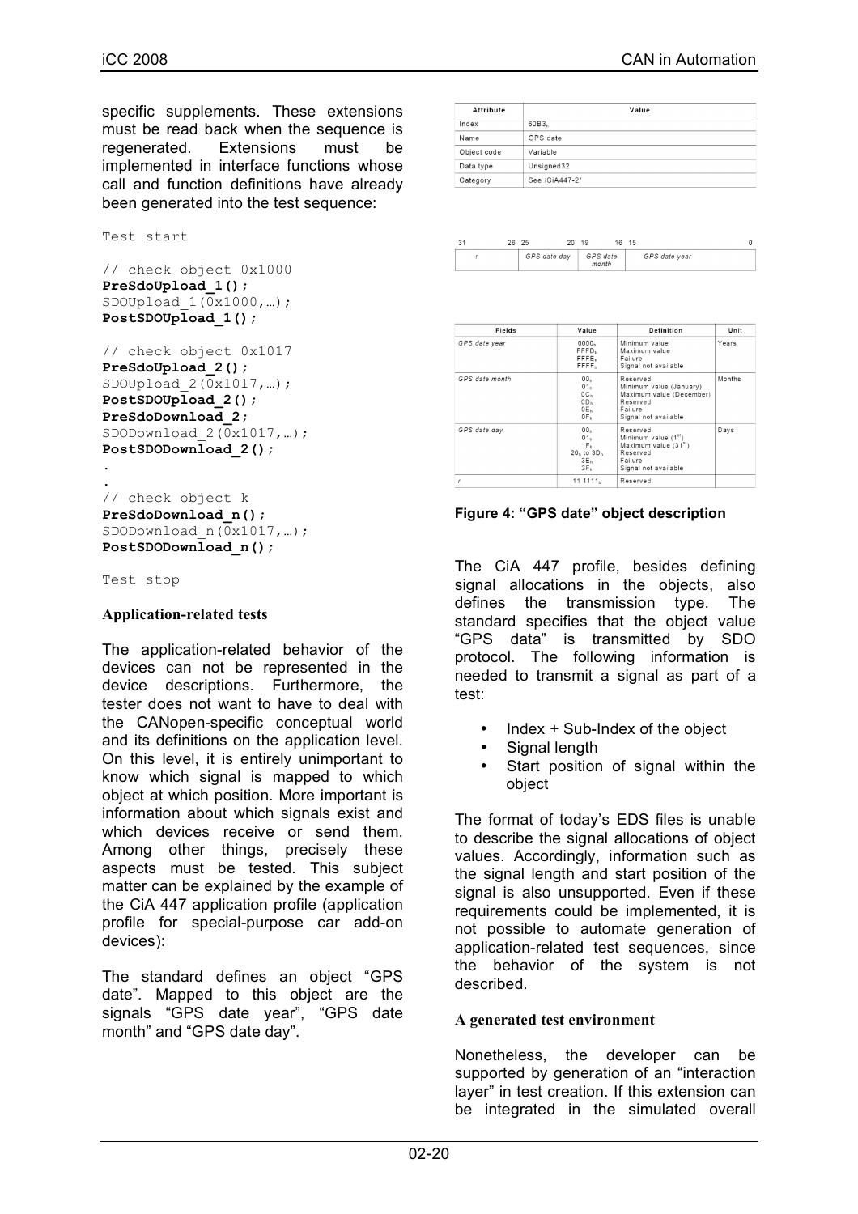specific supplements. These extensions must be read back when the sequence is regenerated. Extensions must be implemented in interface functions whose call and function definitions have already been generated into the test sequence:

```
Test start

// check object 0x1000
PreSdoUpload_1();
SDOUpload_1(0x1000,…);
PostSDOUpload_1();

// check object 0x1017
PreSdoUpload_2();
SDOUpload_2(0x1017,…);
PostSDOUpload_2();
PreSdoDownload_2;
SDODownload_2(0x1017,…);
PostSDODownload_2();
.
.
// check object k
PreSdoDownload_n();
SDODownload_n(0x1017,…);
PostSDODownload_n();

Test stop
```

### Application-related tests

The application-related behavior of the devices can not be represented in the device descriptions. Furthermore, the tester does not want to have to deal with the CANopen-specific conceptual world and its definitions on the application level. On this level, it is entirely unimportant to know which signal is mapped to which object at which position. More important is information about which signals exist and which devices receive or send them. Among other things, precisely these aspects must be tested. This subject matter can be explained by the example of the CiA 447 application profile (application profile for special-purpose car add-on devices):

The standard defines an object "GPS date". Mapped to this object are the signals "GPS date year", "GPS date month" and "GPS date day".

| Attribute | Value |
|---|---|
| Index | $60B3_h$ |
| Name | GPS date |
| Object code | Variable |
| Data type | Unsigned32 |
| Category | See /CiA447-2/ |

| 31 … 26 | 25 … 20 | 19 … 16 | 15 … 0 |
|---|---|---|---|
| r | GPS date day | GPS date month | GPS date year |

| Fields | Value | Definition | Unit |
|---|---|---|---|
| GPS date year | $0000_h$<br>$FFFD_h$<br>$FFFE_h$<br>$FFFF_h$ | Minimum value<br>Maximum value<br>Failure<br>Signal not available | Years |
| GPS date month | $00_h$<br>$01_h$<br>$0C_h$<br>$0D_h$<br>$0E_h$<br>$0F_h$ | Reserved<br>Minimum value (January)<br>Maximum value (December)<br>Reserved<br>Failure<br>Signal not available | Months |
| GPS date day | $00_h$<br>$01_h$<br>$1F_h$<br>$20_h$ to $3D_h$<br>$3E_h$<br>$3F_h$ | Reserved<br>Minimum value (1st)<br>Maximum value (31st)<br>Reserved<br>Failure<br>Signal not available | Days |
| r | $11\ 1111_b$ | Reserved | |

**Figure 4: "GPS date" object description**

The CiA 447 profile, besides defining signal allocations in the objects, also defines the transmission type. The standard specifies that the object value "GPS data" is transmitted by SDO protocol. The following information is needed to transmit a signal as part of a test:

- Index + Sub-Index of the object
- Signal length
- Start position of signal within the object

The format of today's EDS files is unable to describe the signal allocations of object values. Accordingly, information such as the signal length and start position of the signal is also unsupported. Even if these requirements could be implemented, it is not possible to automate generation of application-related test sequences, since the behavior of the system is not described.

### A generated test environment

Nonetheless, the developer can be supported by generation of an "interaction layer" in test creation. If this extension can be integrated in the simulated overall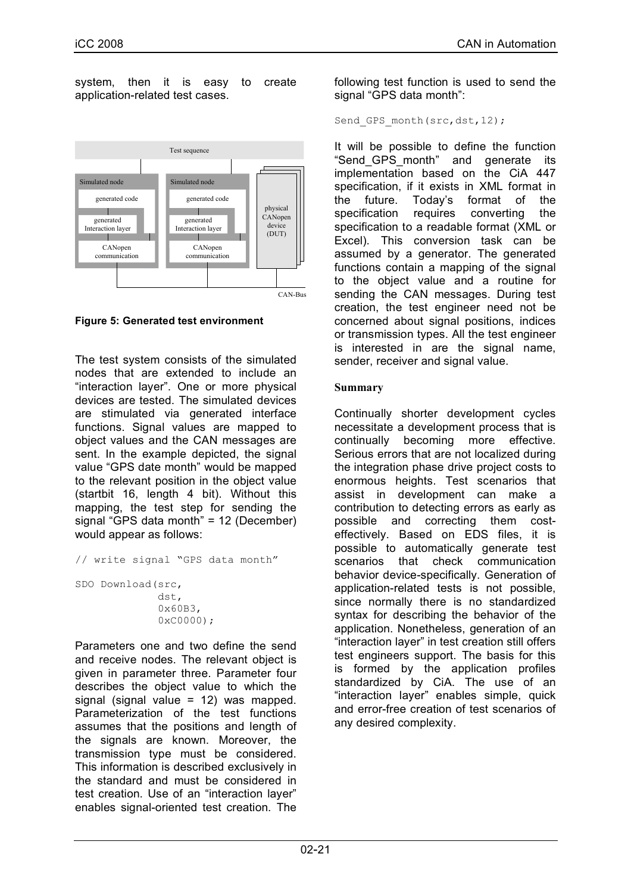system, then it is easy to create application-related test cases.

**Figure 5: Generated test environment**

The test system consists of the simulated nodes that are extended to include an "interaction layer". One or more physical devices are tested. The simulated devices are stimulated via generated interface functions. Signal values are mapped to object values and the CAN messages are sent. In the example depicted, the signal value "GPS date month" would be mapped to the relevant position in the object value (startbit 16, length 4 bit). Without this mapping, the test step for sending the signal "GPS data month" = 12 (December) would appear as follows:

```
// write signal "GPS data month"

SDO Download(src,
             dst,
             0x60B3,
             0xC0000);
```

Parameters one and two define the send and receive nodes. The relevant object is given in parameter three. Parameter four describes the object value to which the signal (signal value = 12) was mapped. Parameterization of the test functions assumes that the positions and length of the signals are known. Moreover, the transmission type must be considered. This information is described exclusively in the standard and must be considered in test creation. Use of an "interaction layer" enables signal-oriented test creation. The following test function is used to send the signal "GPS data month":

```
Send_GPS_month(src,dst,12);
```

It will be possible to define the function "Send_GPS_month" and generate its implementation based on the CiA 447 specification, if it exists in XML format in the future. Today's format of the specification requires converting the specification to a readable format (XML or Excel). This conversion task can be assumed by a generator. The generated functions contain a mapping of the signal to the object value and a routine for sending the CAN messages. During test creation, the test engineer need not be concerned about signal positions, indices or transmission types. All the test engineer is interested in are the signal name, sender, receiver and signal value.

## Summary

Continually shorter development cycles necessitate a development process that is continually becoming more effective. Serious errors that are not localized during the integration phase drive project costs to enormous heights. Test scenarios that assist in development can make a contribution to detecting errors as early as possible and correcting them cost-effectively. Based on EDS files, it is possible to automatically generate test scenarios that check communication behavior device-specifically. Generation of application-related tests is not possible, since normally there is no standardized syntax for describing the behavior of the application. Nonetheless, generation of an "interaction layer" in test creation still offers test engineers support. The basis for this is formed by the application profiles standardized by CiA. The use of an "interaction layer" enables simple, quick and error-free creation of test scenarios of any desired complexity.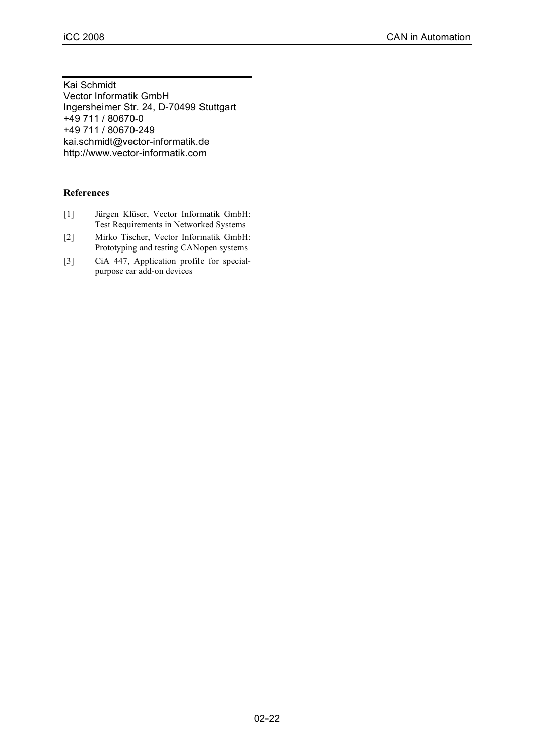Kai Schmidt
Vector Informatik GmbH
Ingersheimer Str. 24, D-70499 Stuttgart
+49 711 / 80670-0
+49 711 / 80670-249
kai.schmidt@vector-informatik.de
http://www.vector-informatik.com

## References

[1] Jürgen Klüser, Vector Informatik GmbH: Test Requirements in Networked Systems

[2] Mirko Tischer, Vector Informatik GmbH: Prototyping and testing CANopen systems

[3] CiA 447, Application profile for special-purpose car add-on devices